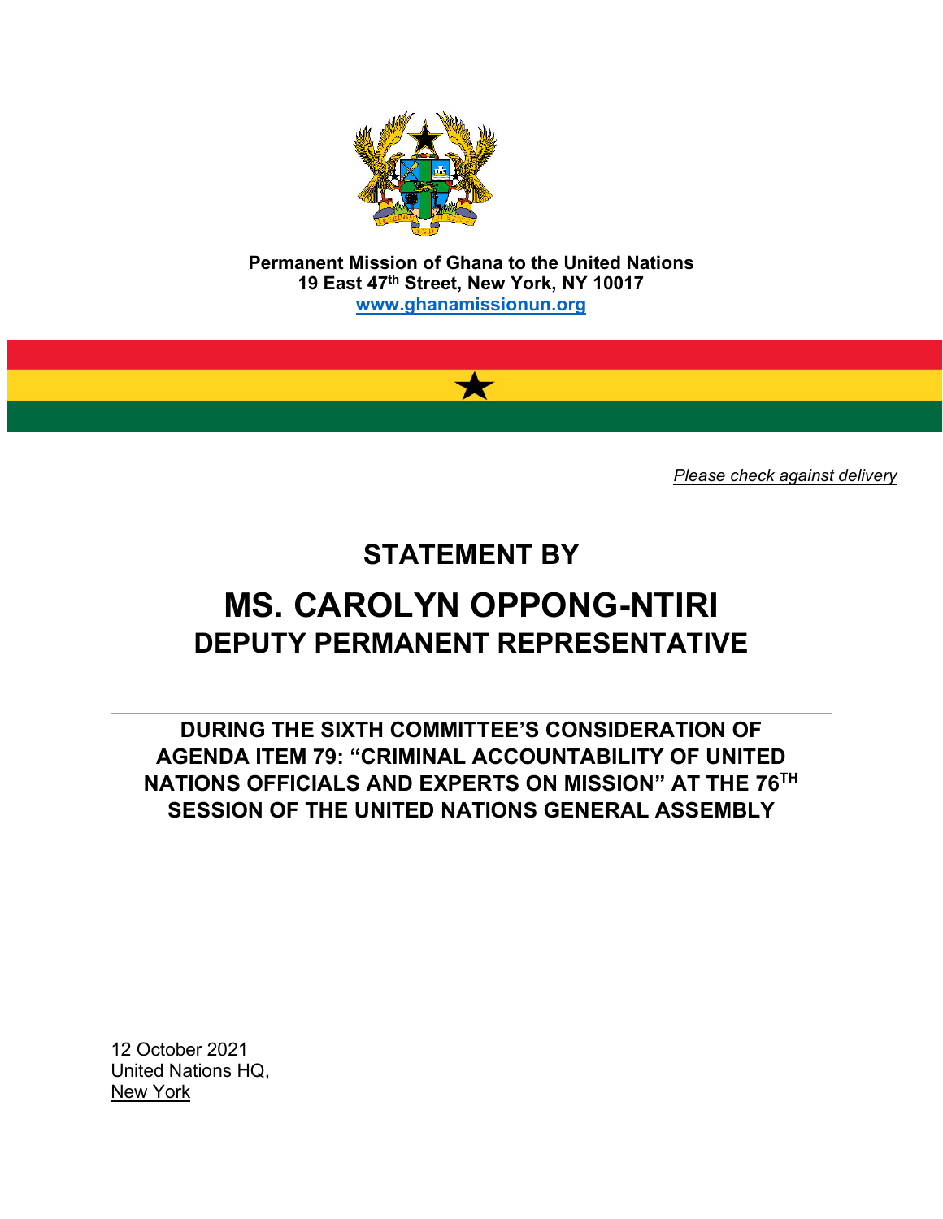**Permanent Mission of Ghana to the United Nations**
**19 East 47th Street, New York, NY 10017**
**www.ghanamissionun.org**

*Please check against delivery*

# STATEMENT BY

# MS. CAROLYN OPPONG-NTIRI
## DEPUTY PERMANENT REPRESENTATIVE

---

### DURING THE SIXTH COMMITTEE'S CONSIDERATION OF AGENDA ITEM 79: "CRIMINAL ACCOUNTABILITY OF UNITED NATIONS OFFICIALS AND EXPERTS ON MISSION" AT THE 76TH SESSION OF THE UNITED NATIONS GENERAL ASSEMBLY

---

12 October 2021
United Nations HQ,
New York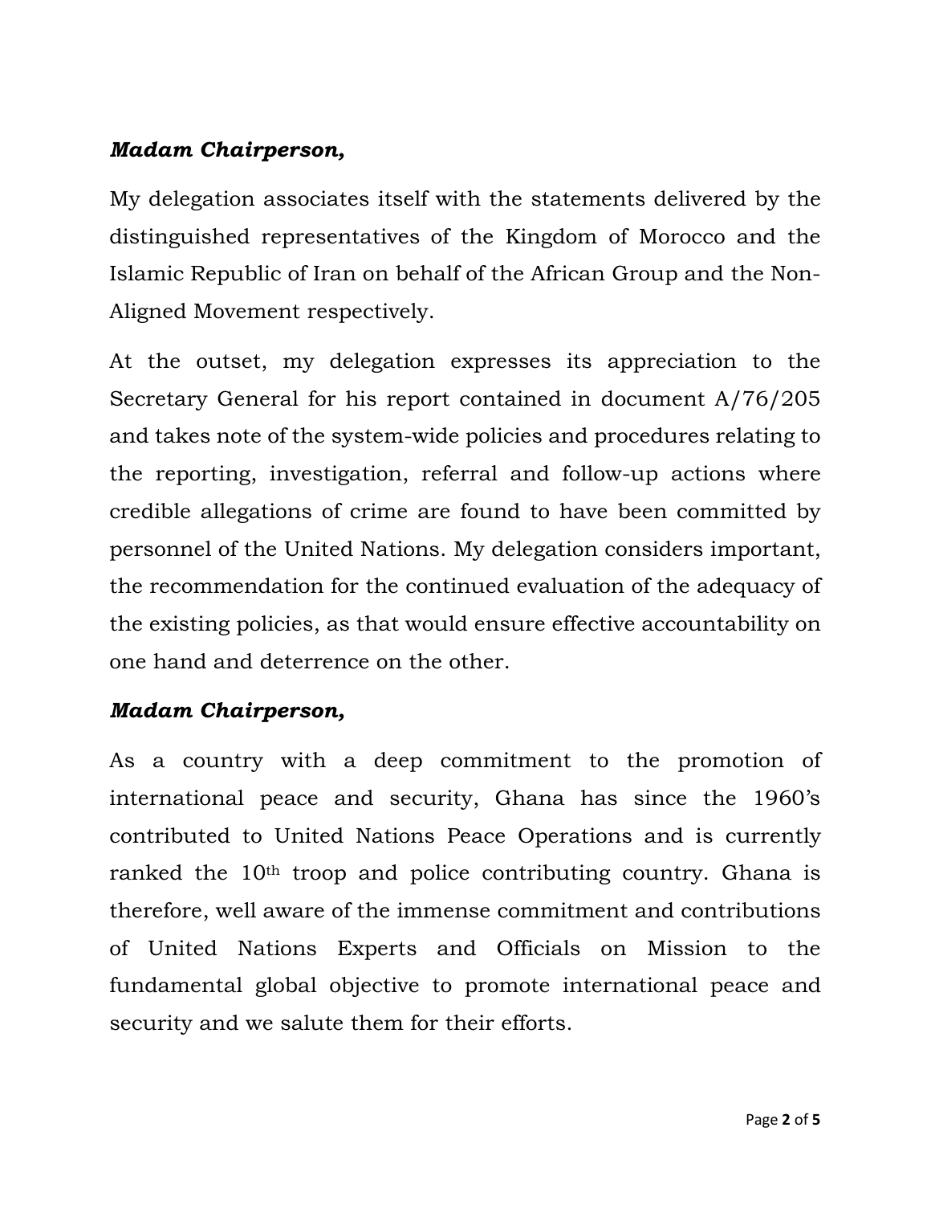***Madam Chairperson,***

My delegation associates itself with the statements delivered by the distinguished representatives of the Kingdom of Morocco and the Islamic Republic of Iran on behalf of the African Group and the Non-Aligned Movement respectively.

At the outset, my delegation expresses its appreciation to the Secretary General for his report contained in document A/76/205 and takes note of the system-wide policies and procedures relating to the reporting, investigation, referral and follow-up actions where credible allegations of crime are found to have been committed by personnel of the United Nations. My delegation considers important, the recommendation for the continued evaluation of the adequacy of the existing policies, as that would ensure effective accountability on one hand and deterrence on the other.

***Madam Chairperson,***

As a country with a deep commitment to the promotion of international peace and security, Ghana has since the 1960's contributed to United Nations Peace Operations and is currently ranked the 10th troop and police contributing country. Ghana is therefore, well aware of the immense commitment and contributions of United Nations Experts and Officials on Mission to the fundamental global objective to promote international peace and security and we salute them for their efforts.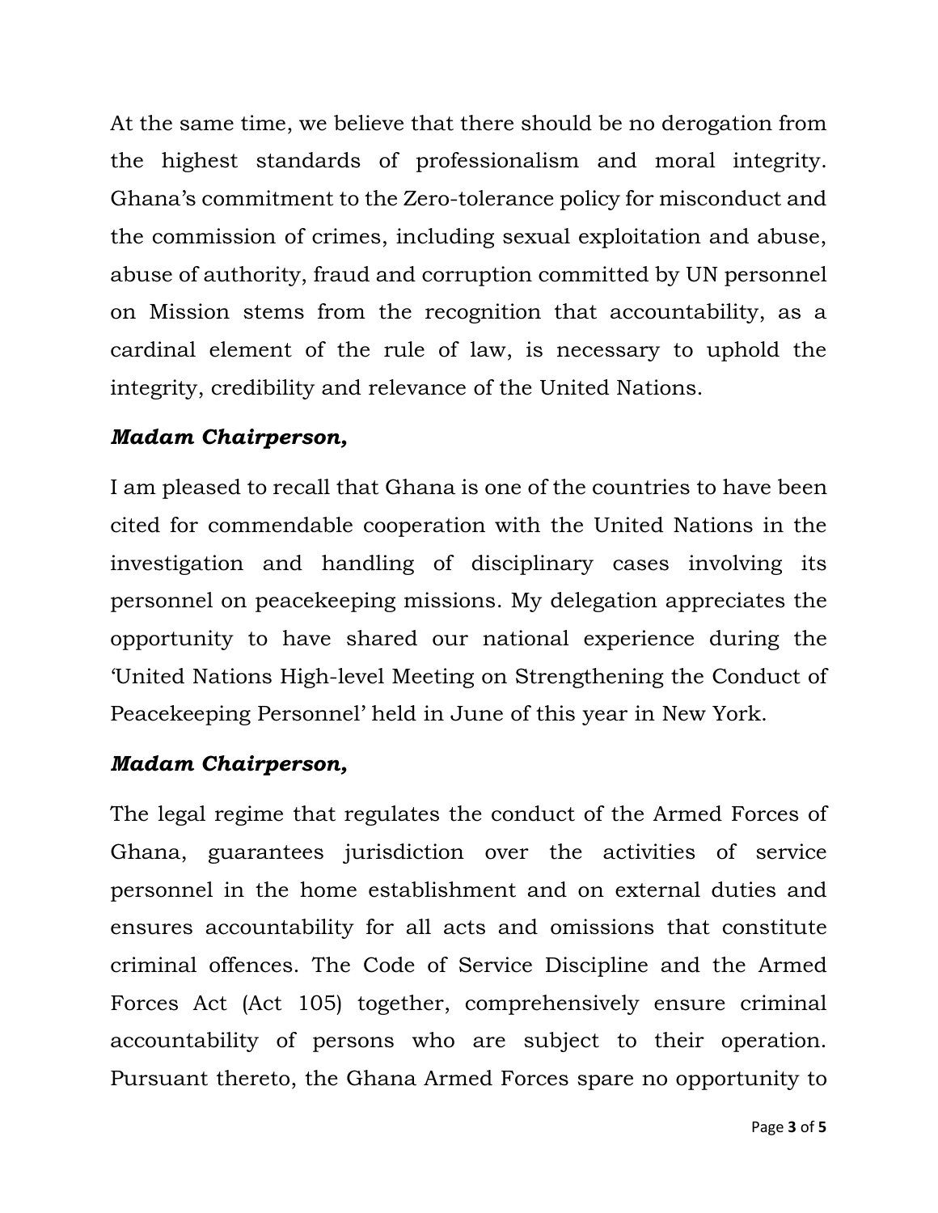At the same time, we believe that there should be no derogation from the highest standards of professionalism and moral integrity. Ghana's commitment to the Zero-tolerance policy for misconduct and the commission of crimes, including sexual exploitation and abuse, abuse of authority, fraud and corruption committed by UN personnel on Mission stems from the recognition that accountability, as a cardinal element of the rule of law, is necessary to uphold the integrity, credibility and relevance of the United Nations.

***Madam Chairperson,***

I am pleased to recall that Ghana is one of the countries to have been cited for commendable cooperation with the United Nations in the investigation and handling of disciplinary cases involving its personnel on peacekeeping missions. My delegation appreciates the opportunity to have shared our national experience during the 'United Nations High-level Meeting on Strengthening the Conduct of Peacekeeping Personnel' held in June of this year in New York.

***Madam Chairperson,***

The legal regime that regulates the conduct of the Armed Forces of Ghana, guarantees jurisdiction over the activities of service personnel in the home establishment and on external duties and ensures accountability for all acts and omissions that constitute criminal offences. The Code of Service Discipline and the Armed Forces Act (Act 105) together, comprehensively ensure criminal accountability of persons who are subject to their operation. Pursuant thereto, the Ghana Armed Forces spare no opportunity to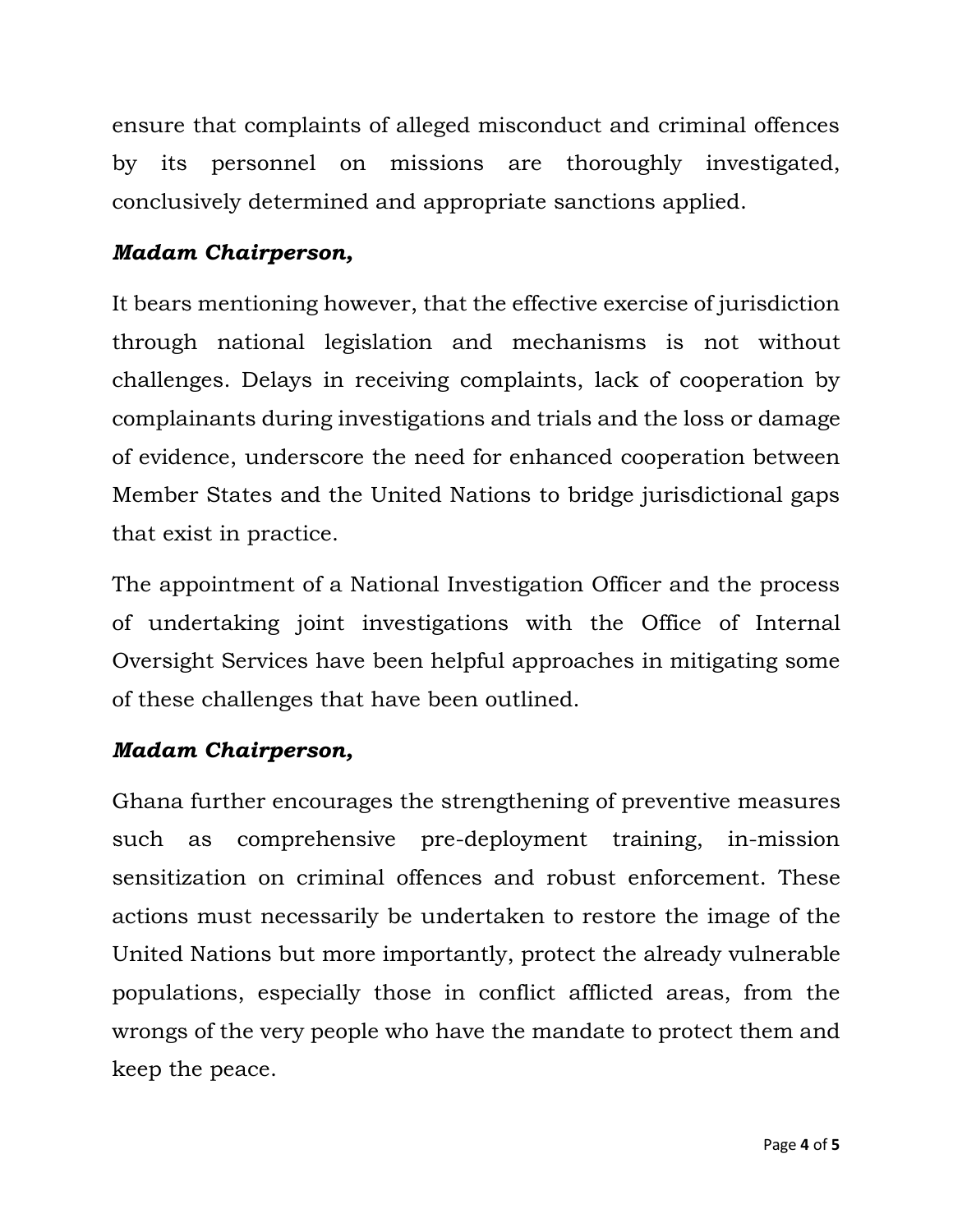ensure that complaints of alleged misconduct and criminal offences by its personnel on missions are thoroughly investigated, conclusively determined and appropriate sanctions applied.

***Madam Chairperson,***

It bears mentioning however, that the effective exercise of jurisdiction through national legislation and mechanisms is not without challenges. Delays in receiving complaints, lack of cooperation by complainants during investigations and trials and the loss or damage of evidence, underscore the need for enhanced cooperation between Member States and the United Nations to bridge jurisdictional gaps that exist in practice.

The appointment of a National Investigation Officer and the process of undertaking joint investigations with the Office of Internal Oversight Services have been helpful approaches in mitigating some of these challenges that have been outlined.

***Madam Chairperson,***

Ghana further encourages the strengthening of preventive measures such as comprehensive pre-deployment training, in-mission sensitization on criminal offences and robust enforcement. These actions must necessarily be undertaken to restore the image of the United Nations but more importantly, protect the already vulnerable populations, especially those in conflict afflicted areas, from the wrongs of the very people who have the mandate to protect them and keep the peace.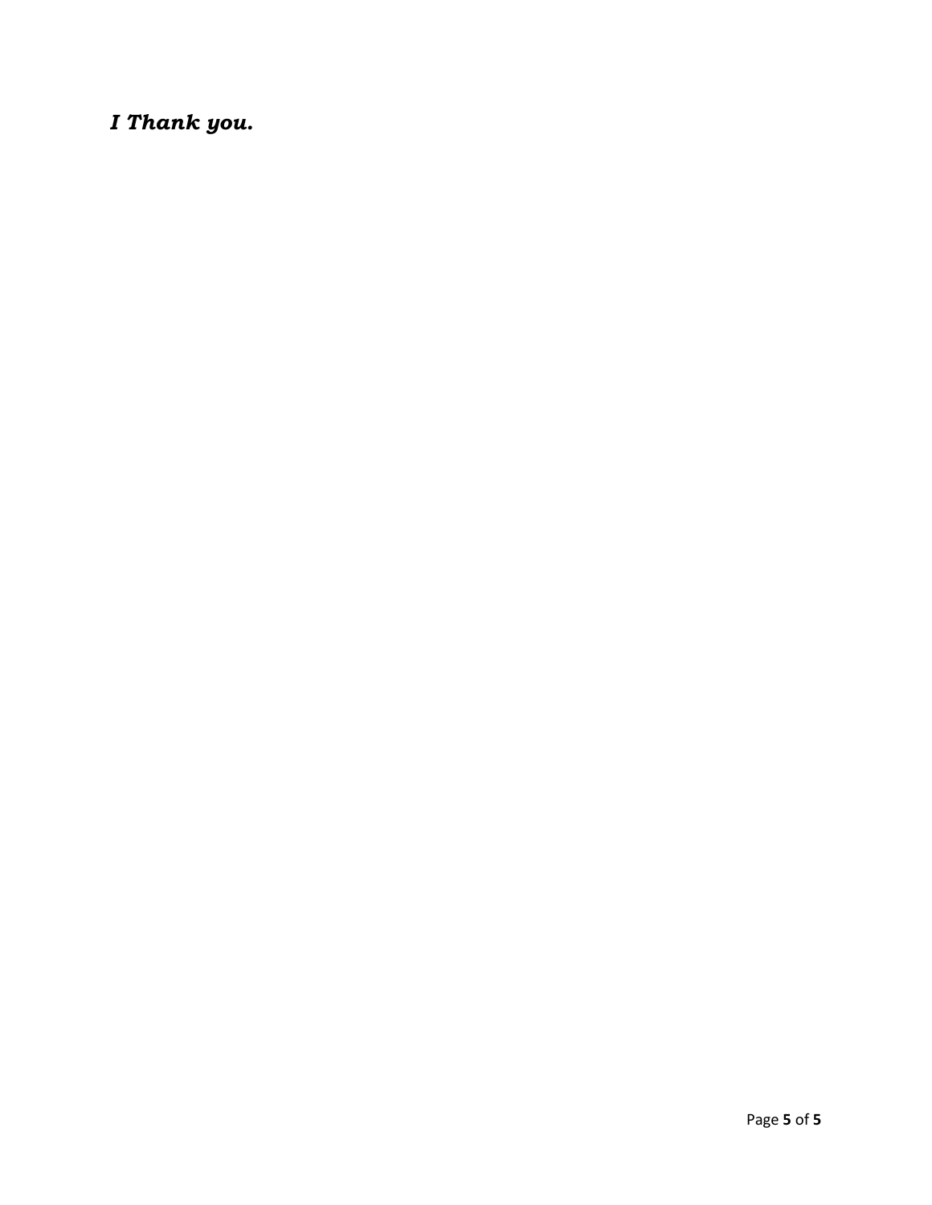***I Thank you.***